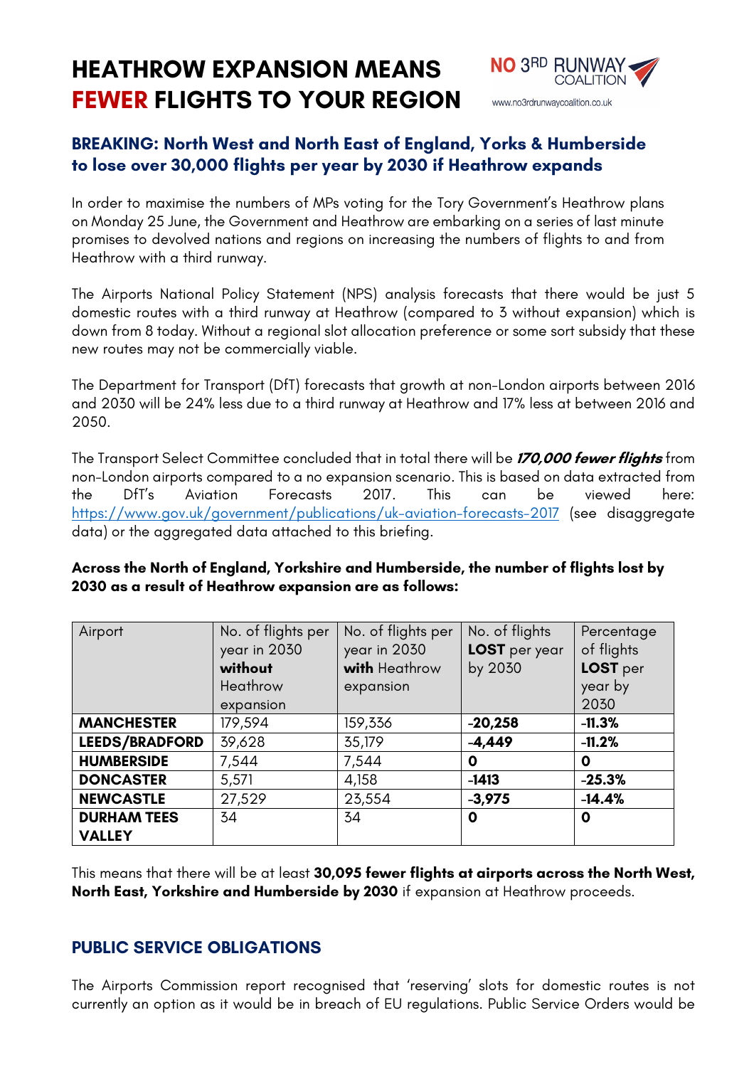# HEATHROW EXPANSION MEANS **FEWER** FLIGHTS TO YOUR REGION

NO 3RD RUNWAY COALITION
www.no3rdrunwaycoalition.co.uk

## BREAKING: North West and North East of England, Yorks & Humberside to lose over 30,000 flights per year by 2030 if Heathrow expands

In order to maximise the numbers of MPs voting for the Tory Government's Heathrow plans on Monday 25 June, the Government and Heathrow are embarking on a series of last minute promises to devolved nations and regions on increasing the numbers of flights to and from Heathrow with a third runway.

The Airports National Policy Statement (NPS) analysis forecasts that there would be just 5 domestic routes with a third runway at Heathrow (compared to 3 without expansion) which is down from 8 today. Without a regional slot allocation preference or some sort subsidy that these new routes may not be commercially viable.

The Department for Transport (DfT) forecasts that growth at non-London airports between 2016 and 2030 will be 24% less due to a third runway at Heathrow and 17% less at between 2016 and 2050.

The Transport Select Committee concluded that in total there will be ***170,000 fewer flights*** from non-London airports compared to a no expansion scenario. This is based on data extracted from the DfT's Aviation Forecasts 2017. This can be viewed here: https://www.gov.uk/government/publications/uk-aviation-forecasts-2017 (see disaggregate data) or the aggregated data attached to this briefing.

**Across the North of England, Yorkshire and Humberside, the number of flights lost by 2030 as a result of Heathrow expansion are as follows:**

| Airport | No. of flights per year in 2030 **without** Heathrow expansion | No. of flights per year in 2030 **with** Heathrow expansion | No. of flights **LOST** per year by 2030 | Percentage of flights **LOST** per year by 2030 |
|---|---|---|---|---|
| **MANCHESTER** | 179,594 | 159,336 | **-20,258** | **-11.3%** |
| **LEEDS/BRADFORD** | 39,628 | 35,179 | **-4,449** | **-11.2%** |
| **HUMBERSIDE** | 7,544 | 7,544 | **0** | **0** |
| **DONCASTER** | 5,571 | 4,158 | **-1413** | **-25.3%** |
| **NEWCASTLE** | 27,529 | 23,554 | **-3,975** | **-14.4%** |
| **DURHAM TEES VALLEY** | 34 | 34 | **0** | **0** |

This means that there will be at least **30,095 fewer flights at airports across the North West, North East, Yorkshire and Humberside by 2030** if expansion at Heathrow proceeds.

## PUBLIC SERVICE OBLIGATIONS

The Airports Commission report recognised that 'reserving' slots for domestic routes is not currently an option as it would be in breach of EU regulations. Public Service Orders would be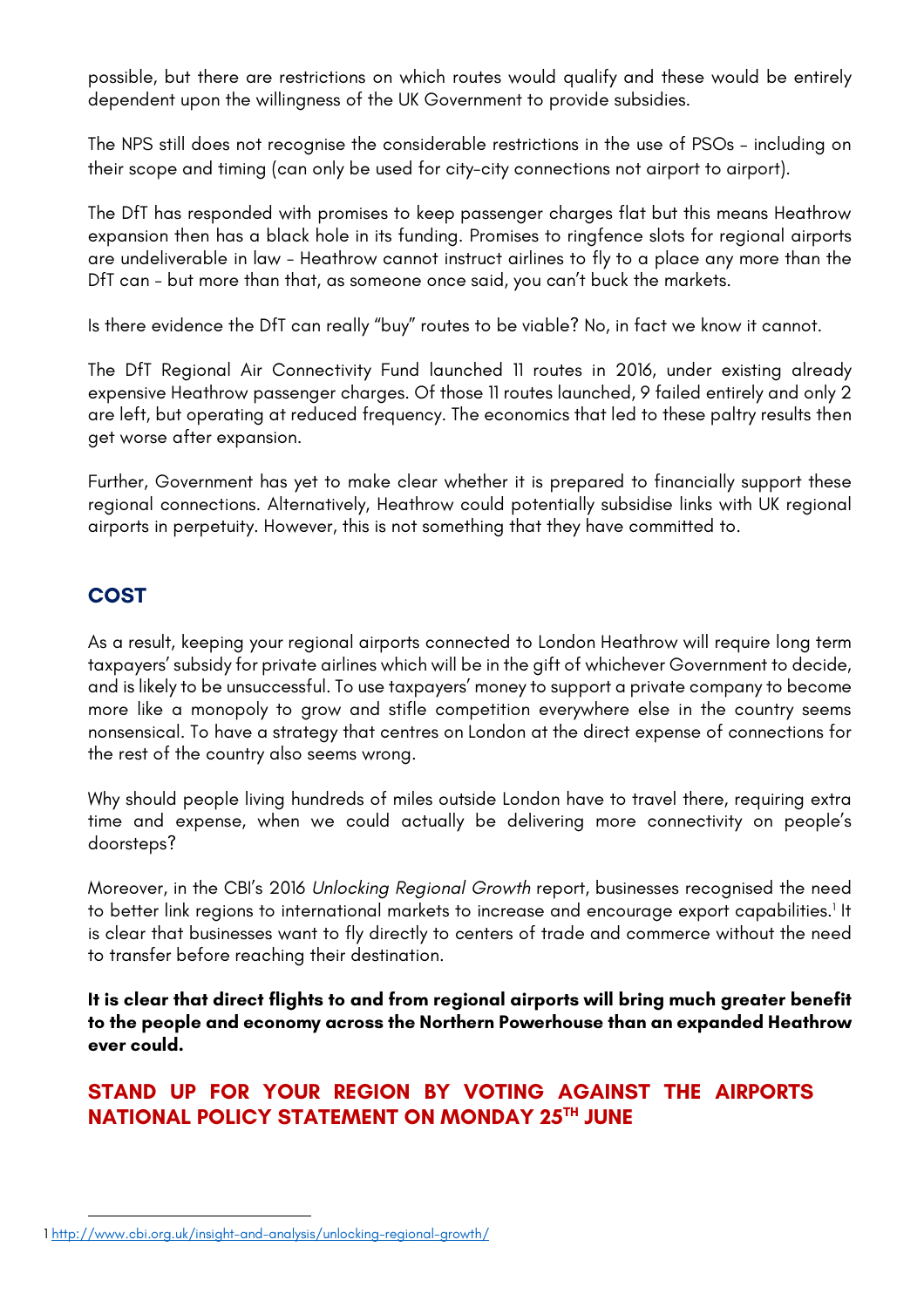possible, but there are restrictions on which routes would qualify and these would be entirely dependent upon the willingness of the UK Government to provide subsidies.

The NPS still does not recognise the considerable restrictions in the use of PSOs – including on their scope and timing (can only be used for city-city connections not airport to airport).

The DfT has responded with promises to keep passenger charges flat but this means Heathrow expansion then has a black hole in its funding. Promises to ringfence slots for regional airports are undeliverable in law – Heathrow cannot instruct airlines to fly to a place any more than the DfT can – but more than that, as someone once said, you can't buck the markets.

Is there evidence the DfT can really "buy" routes to be viable? No, in fact we know it cannot.

The DfT Regional Air Connectivity Fund launched 11 routes in 2016, under existing already expensive Heathrow passenger charges. Of those 11 routes launched, 9 failed entirely and only 2 are left, but operating at reduced frequency. The economics that led to these paltry results then get worse after expansion.

Further, Government has yet to make clear whether it is prepared to financially support these regional connections. Alternatively, Heathrow could potentially subsidise links with UK regional airports in perpetuity. However, this is not something that they have committed to.

## COST

As a result, keeping your regional airports connected to London Heathrow will require long term taxpayers' subsidy for private airlines which will be in the gift of whichever Government to decide, and is likely to be unsuccessful. To use taxpayers' money to support a private company to become more like a monopoly to grow and stifle competition everywhere else in the country seems nonsensical. To have a strategy that centres on London at the direct expense of connections for the rest of the country also seems wrong.

Why should people living hundreds of miles outside London have to travel there, requiring extra time and expense, when we could actually be delivering more connectivity on people's doorsteps?

Moreover, in the CBI's 2016 *Unlocking Regional Growth* report, businesses recognised the need to better link regions to international markets to increase and encourage export capabilities.[1] It is clear that businesses want to fly directly to centers of trade and commerce without the need to transfer before reaching their destination.

**It is clear that direct flights to and from regional airports will bring much greater benefit to the people and economy across the Northern Powerhouse than an expanded Heathrow ever could.**

## STAND UP FOR YOUR REGION BY VOTING AGAINST THE AIRPORTS NATIONAL POLICY STATEMENT ON MONDAY 25TH JUNE

---

1 http://www.cbi.org.uk/insight-and-analysis/unlocking-regional-growth/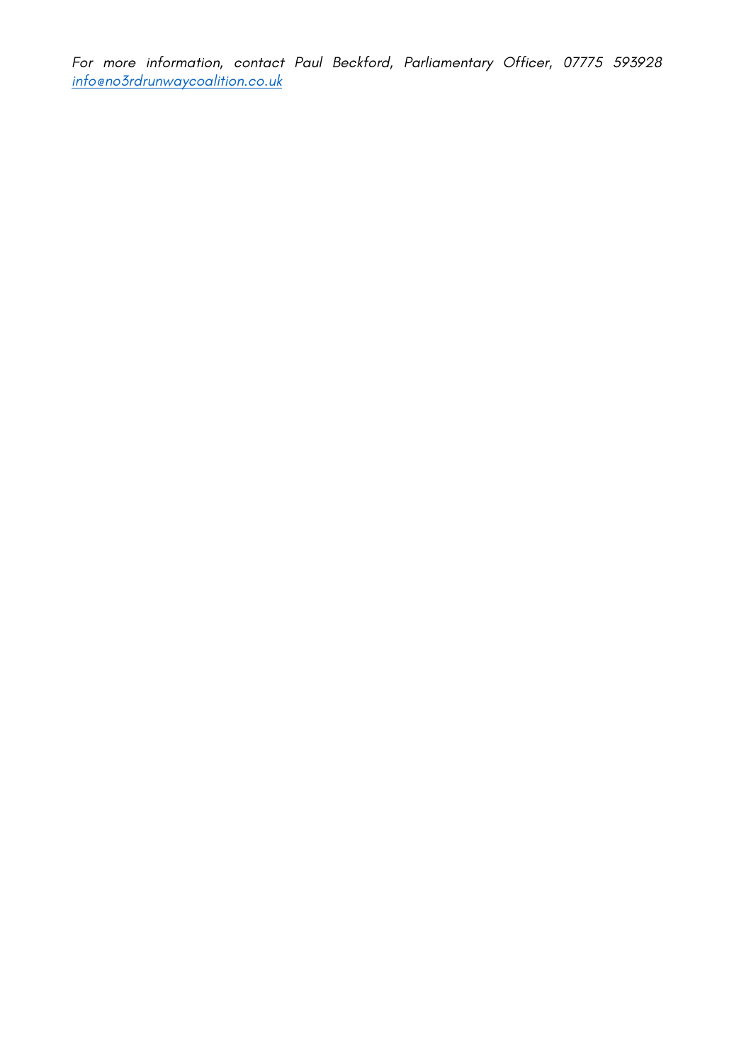*For more information, contact Paul Beckford, Parliamentary Officer, 07775 593928 [info@no3rdrunwaycoalition.co.uk](mailto:info@no3rdrunwaycoalition.co.uk)*